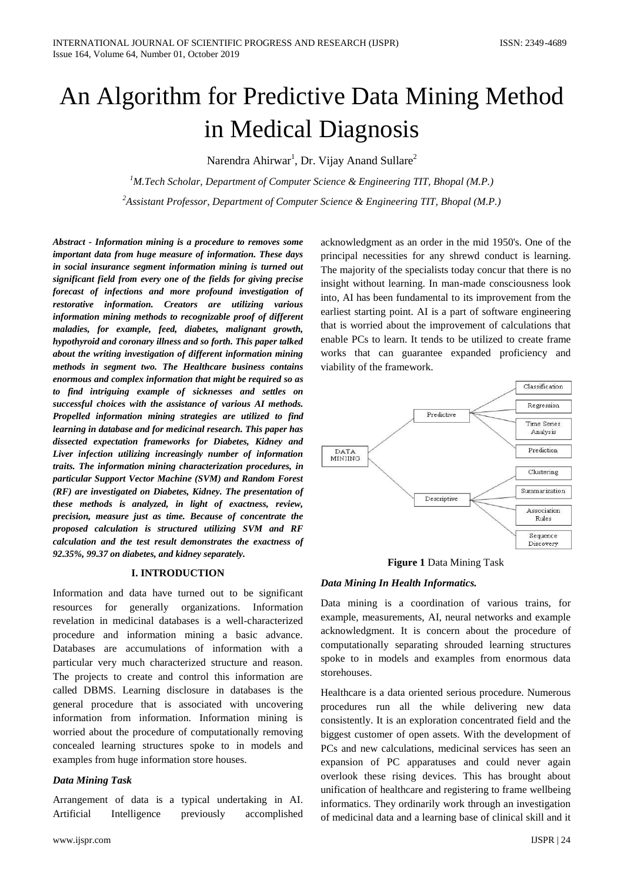# An Algorithm for Predictive Data Mining Method in Medical Diagnosis

Narendra Ahirwar[1], Dr. Vijay Anand Sullare[2]

[1]*M.Tech Scholar, Department of Computer Science & Engineering TIT, Bhopal (M.P.)*

[2]*Assistant Professor, Department of Computer Science & Engineering TIT, Bhopal (M.P.)*

***Abstract - Information mining is a procedure to removes some important data from huge measure of information. These days in social insurance segment information mining is turned out significant field from every one of the fields for giving precise forecast of infections and more profound investigation of restorative information. Creators are utilizing various information mining methods to recognizable proof of different maladies, for example, feed, diabetes, malignant growth, hypothyroid and coronary illness and so forth. This paper talked about the writing investigation of different information mining methods in segment two. The Healthcare business contains enormous and complex information that might be required so as to find intriguing example of sicknesses and settles on successful choices with the assistance of various AI methods. Propelled information mining strategies are utilized to find learning in database and for medicinal research. This paper has dissected expectation frameworks for Diabetes, Kidney and Liver infection utilizing increasingly number of information traits. The information mining characterization procedures, in particular Support Vector Machine (SVM) and Random Forest (RF) are investigated on Diabetes, Kidney. The presentation of these methods is analyzed, in light of exactness, review, precision, measure just as time. Because of concentrate the proposed calculation is structured utilizing SVM and RF calculation and the test result demonstrates the exactness of 92.35%, 99.37 on diabetes, and kidney separately.***

## I. INTRODUCTION

Information and data have turned out to be significant resources for generally organizations. Information revelation in medicinal databases is a well-characterized procedure and information mining a basic advance. Databases are accumulations of information with a particular very much characterized structure and reason. The projects to create and control this information are called DBMS. Learning disclosure in databases is the general procedure that is associated with uncovering information from information. Information mining is worried about the procedure of computationally removing concealed learning structures spoke to in models and examples from huge information store houses.

### *Data Mining Task*

Arrangement of data is a typical undertaking in AI. Artificial Intelligence previously accomplished acknowledgment as an order in the mid 1950's. One of the principal necessities for any shrewd conduct is learning. The majority of the specialists today concur that there is no insight without learning. In man-made consciousness look into, AI has been fundamental to its improvement from the earliest starting point. AI is a part of software engineering that is worried about the improvement of calculations that enable PCs to learn. It tends to be utilized to create frame works that can guarantee expanded proficiency and viability of the framework.

DATA MINIING
- Predictive
  - Classification
  - Regression
  - Time Series Analysis
  - Prediction
- Descriptive
  - Clustering
  - Summarization
  - Association Rules
  - Sequence Discovery

**Figure 1** Data Mining Task

### *Data Mining In Health Informatics.*

Data mining is a coordination of various trains, for example, measurements, AI, neural networks and example acknowledgment. It is concern about the procedure of computationally separating shrouded learning structures spoke to in models and examples from enormous data storehouses.

Healthcare is a data oriented serious procedure. Numerous procedures run all the while delivering new data consistently. It is an exploration concentrated field and the biggest customer of open assets. With the development of PCs and new calculations, medicinal services has seen an expansion of PC apparatuses and could never again overlook these rising devices. This has brought about unification of healthcare and registering to frame wellbeing informatics. They ordinarily work through an investigation of medicinal data and a learning base of clinical skill and it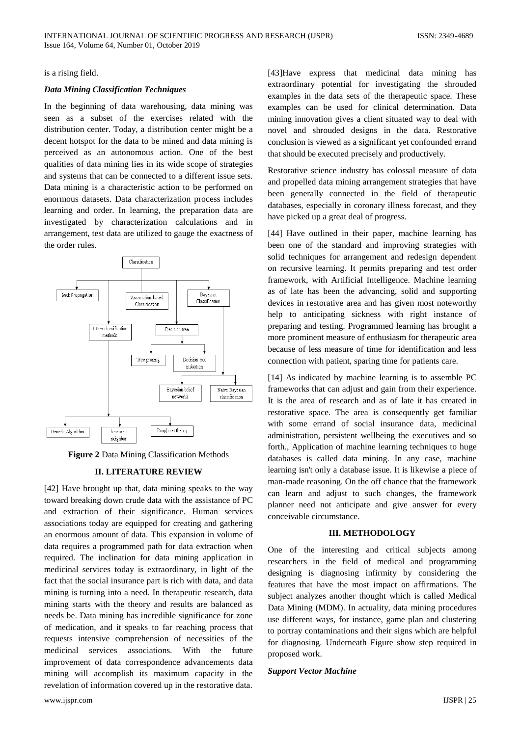is a rising field.

***Data Mining Classification Techniques***

In the beginning of data warehousing, data mining was seen as a subset of the exercises related with the distribution center. Today, a distribution center might be a decent hotspot for the data to be mined and data mining is perceived as an autonomous action. One of the best qualities of data mining lies in its wide scope of strategies and systems that can be connected to a different issue sets. Data mining is a characteristic action to be performed on enormous datasets. Data characterization process includes learning and order. In learning, the preparation data are investigated by characterization calculations and in arrangement, test data are utilized to gauge the exactness of the order rules.

**Figure 2** Data Mining Classification Methods

## II. LITERATURE REVIEW

[42] Have brought up that, data mining speaks to the way toward breaking down crude data with the assistance of PC and extraction of their significance. Human services associations today are equipped for creating and gathering an enormous amount of data. This expansion in volume of data requires a programmed path for data extraction when required. The inclination for data mining application in medicinal services today is extraordinary, in light of the fact that the social insurance part is rich with data, and data mining is turning into a need. In therapeutic research, data mining starts with the theory and results are balanced as needs be. Data mining has incredible significance for zone of medication, and it speaks to far reaching process that requests intensive comprehension of necessities of the medicinal services associations. With the future improvement of data correspondence advancements data mining will accomplish its maximum capacity in the revelation of information covered up in the restorative data.

[43]Have express that medicinal data mining has extraordinary potential for investigating the shrouded examples in the data sets of the therapeutic space. These examples can be used for clinical determination. Data mining innovation gives a client situated way to deal with novel and shrouded designs in the data. Restorative conclusion is viewed as a significant yet confounded errand that should be executed precisely and productively.

Restorative science industry has colossal measure of data and propelled data mining arrangement strategies that have been generally connected in the field of therapeutic databases, especially in coronary illness forecast, and they have picked up a great deal of progress.

[44] Have outlined in their paper, machine learning has been one of the standard and improving strategies with solid techniques for arrangement and redesign dependent on recursive learning. It permits preparing and test order framework, with Artificial Intelligence. Machine learning as of late has been the advancing, solid and supporting devices in restorative area and has given most noteworthy help to anticipating sickness with right instance of preparing and testing. Programmed learning has brought a more prominent measure of enthusiasm for therapeutic area because of less measure of time for identification and less connection with patient, sparing time for patients care.

[14] As indicated by machine learning is to assemble PC frameworks that can adjust and gain from their experience. It is the area of research and as of late it has created in restorative space. The area is consequently get familiar with some errand of social insurance data, medicinal administration, persistent wellbeing the executives and so forth., Application of machine learning techniques to huge databases is called data mining. In any case, machine learning isn't only a database issue. It is likewise a piece of man-made reasoning. On the off chance that the framework can learn and adjust to such changes, the framework planner need not anticipate and give answer for every conceivable circumstance.

## III. METHODOLOGY

One of the interesting and critical subjects among researchers in the field of medical and programming designing is diagnosing infirmity by considering the features that have the most impact on affirmations. The subject analyzes another thought which is called Medical Data Mining (MDM). In actuality, data mining procedures use different ways, for instance, game plan and clustering to portray contaminations and their signs which are helpful for diagnosing. Underneath Figure show step required in proposed work.

***Support Vector Machine***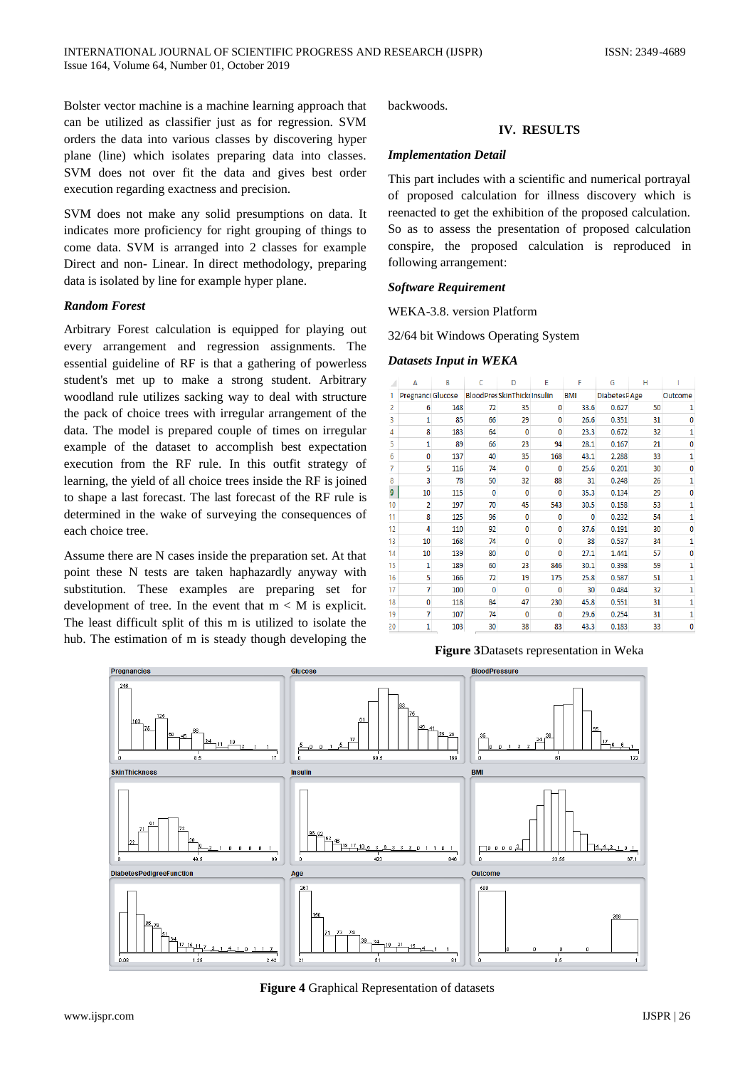Bolster vector machine is a machine learning approach that can be utilized as classifier just as for regression. SVM orders the data into various classes by discovering hyper plane (line) which isolates preparing data into classes. SVM does not over fit the data and gives best order execution regarding exactness and precision.

SVM does not make any solid presumptions on data. It indicates more proficiency for right grouping of things to come data. SVM is arranged into 2 classes for example Direct and non- Linear. In direct methodology, preparing data is isolated by line for example hyper plane.

### *Random Forest*

Arbitrary Forest calculation is equipped for playing out every arrangement and regression assignments. The essential guideline of RF is that a gathering of powerless student's met up to make a strong student. Arbitrary woodland rule utilizes sacking way to deal with structure the pack of choice trees with irregular arrangement of the data. The model is prepared couple of times on irregular example of the dataset to accomplish best expectation execution from the RF rule. In this outfit strategy of learning, the yield of all choice trees inside the RF is joined to shape a last forecast. The last forecast of the RF rule is determined in the wake of surveying the consequences of each choice tree.

Assume there are N cases inside the preparation set. At that point these N tests are taken haphazardly anyway with substitution. These examples are preparing set for development of tree. In the event that m < M is explicit. The least difficult split of this m is utilized to isolate the hub. The estimation of m is steady though developing the backwoods.

## IV. RESULTS

### *Implementation Detail*

This part includes with a scientific and numerical portrayal of proposed calculation for illness discovery which is reenacted to get the exhibition of the proposed calculation. So as to assess the presentation of proposed calculation conspire, the proposed calculation is reproduced in following arrangement:

### *Software Requirement*

WEKA-3.8. version Platform

32/64 bit Windows Operating System

### *Datasets Input in WEKA*

| | A | B | C | D | E | F | G | H | I |
|---|---|---|---|---|---|---|---|---|---|
| 1 | Pregnanci | Glucose | BloodPres | SkinThick | Insulin | BMI | DiabetesF | Age | Outcome |
| 2 | 6 | 148 | 72 | 35 | 0 | 33.6 | 0.627 | 50 | 1 |
| 3 | 1 | 85 | 66 | 29 | 0 | 26.6 | 0.351 | 31 | 0 |
| 4 | 8 | 183 | 64 | 0 | 0 | 23.3 | 0.672 | 32 | 1 |
| 5 | 1 | 89 | 66 | 23 | 94 | 28.1 | 0.167 | 21 | 0 |
| 6 | 0 | 137 | 40 | 35 | 168 | 43.1 | 2.288 | 33 | 1 |
| 7 | 5 | 116 | 74 | 0 | 0 | 25.6 | 0.201 | 30 | 0 |
| 8 | 3 | 78 | 50 | 32 | 88 | 31 | 0.248 | 26 | 1 |
| 9 | 10 | 115 | 0 | 0 | 0 | 35.3 | 0.134 | 29 | 0 |
| 10 | 2 | 197 | 70 | 45 | 543 | 30.5 | 0.158 | 53 | 1 |
| 11 | 8 | 125 | 96 | 0 | 0 | 0 | 0.232 | 54 | 1 |
| 12 | 4 | 110 | 92 | 0 | 0 | 37.6 | 0.191 | 30 | 0 |
| 13 | 10 | 168 | 74 | 0 | 0 | 38 | 0.537 | 34 | 1 |
| 14 | 10 | 139 | 80 | 0 | 0 | 27.1 | 1.441 | 57 | 0 |
| 15 | 1 | 189 | 60 | 23 | 846 | 30.1 | 0.398 | 59 | 1 |
| 16 | 5 | 166 | 72 | 19 | 175 | 25.8 | 0.587 | 51 | 1 |
| 17 | 7 | 100 | 0 | 0 | 0 | 30 | 0.484 | 32 | 1 |
| 18 | 0 | 118 | 84 | 47 | 230 | 45.8 | 0.551 | 31 | 1 |
| 19 | 7 | 107 | 74 | 0 | 0 | 29.6 | 0.254 | 31 | 1 |
| 20 | 1 | 103 | 30 | 38 | 83 | 43.3 | 0.183 | 33 | 0 |

**Figure 3**Datasets representation in Weka

**Figure 4** Graphical Representation of datasets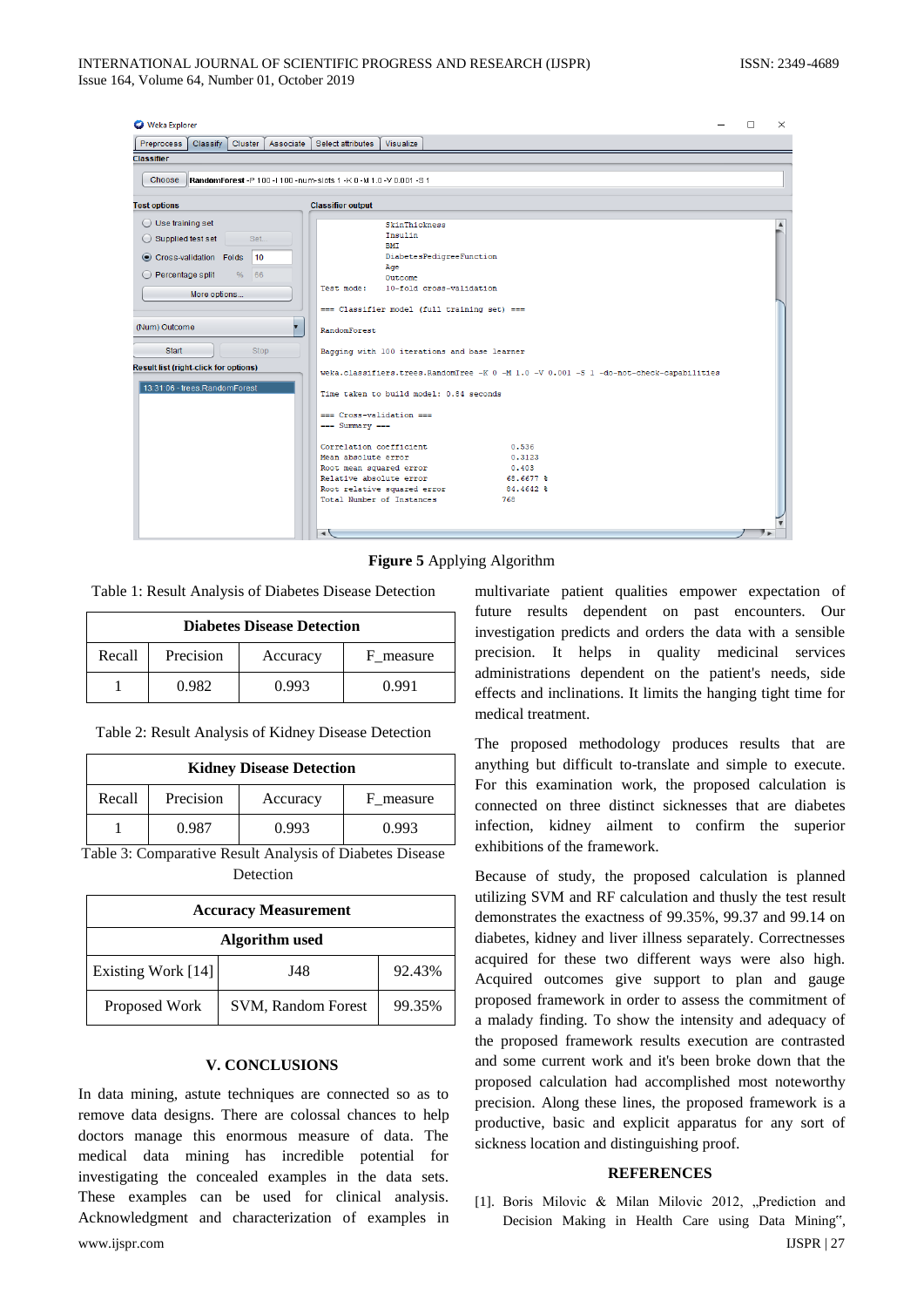**Figure 5** Applying Algorithm

Table 1: Result Analysis of Diabetes Disease Detection

| Diabetes Disease Detection | | | |
|---|---|---|---|
| Recall | Precision | Accuracy | F_measure |
| 1 | 0.982 | 0.993 | 0.991 |

Table 2: Result Analysis of Kidney Disease Detection

| Kidney Disease Detection | | | |
|---|---|---|---|
| Recall | Precision | Accuracy | F_measure |
| 1 | 0.987 | 0.993 | 0.993 |

Table 3: Comparative Result Analysis of Diabetes Disease Detection

| Accuracy Measurement | | |
|---|---|---|
| Algorithm used | | |
| Existing Work [14] | J48 | 92.43% |
| Proposed Work | SVM, Random Forest | 99.35% |

## V. CONCLUSIONS

In data mining, astute techniques are connected so as to remove data designs. There are colossal chances to help doctors manage this enormous measure of data. The medical data mining has incredible potential for investigating the concealed examples in the data sets. These examples can be used for clinical analysis. Acknowledgment and characterization of examples in multivariate patient qualities empower expectation of future results dependent on past encounters. Our investigation predicts and orders the data with a sensible precision. It helps in quality medicinal services administrations dependent on the patient's needs, side effects and inclinations. It limits the hanging tight time for medical treatment.

The proposed methodology produces results that are anything but difficult to-translate and simple to execute. For this examination work, the proposed calculation is connected on three distinct sicknesses that are diabetes infection, kidney ailment to confirm the superior exhibitions of the framework.

Because of study, the proposed calculation is planned utilizing SVM and RF calculation and thusly the test result demonstrates the exactness of 99.35%, 99.37 and 99.14 on diabetes, kidney and liver illness separately. Correctnesses acquired for these two different ways were also high. Acquired outcomes give support to plan and gauge proposed framework in order to assess the commitment of a malady finding. To show the intensity and adequacy of the proposed framework results execution are contrasted and some current work and it's been broke down that the proposed calculation had accomplished most noteworthy precision. Along these lines, the proposed framework is a productive, basic and explicit apparatus for any sort of sickness location and distinguishing proof.

## REFERENCES

[1]. Boris Milovic & Milan Milovic 2012, „Prediction and Decision Making in Health Care using Data Mining",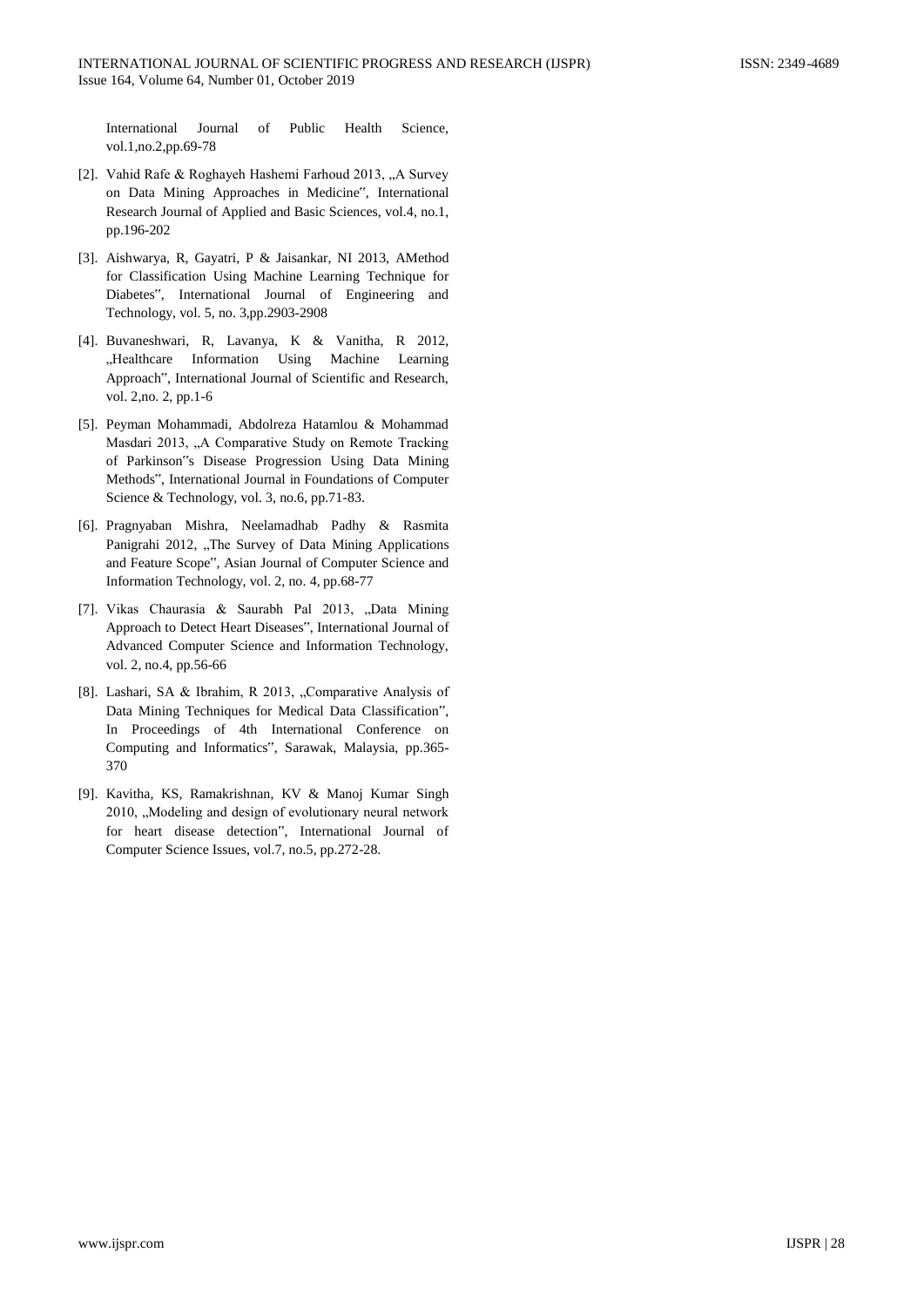International Journal of Public Health Science, vol.1,no.2,pp.69-78

[2]. Vahid Rafe & Roghayeh Hashemi Farhoud 2013, „A Survey on Data Mining Approaches in Medicine", International Research Journal of Applied and Basic Sciences, vol.4, no.1, pp.196-202

[3]. Aishwarya, R, Gayatri, P & Jaisankar, NI 2013, AMethod for Classification Using Machine Learning Technique for Diabetes", International Journal of Engineering and Technology, vol. 5, no. 3,pp.2903-2908

[4]. Buvaneshwari, R, Lavanya, K & Vanitha, R 2012, „Healthcare Information Using Machine Learning Approach", International Journal of Scientific and Research, vol. 2,no. 2, pp.1-6

[5]. Peyman Mohammadi, Abdolreza Hatamlou & Mohammad Masdari 2013, „A Comparative Study on Remote Tracking of Parkinson"s Disease Progression Using Data Mining Methods", International Journal in Foundations of Computer Science & Technology, vol. 3, no.6, pp.71-83.

[6]. Pragnyaban Mishra, Neelamadhab Padhy & Rasmita Panigrahi 2012, „The Survey of Data Mining Applications and Feature Scope", Asian Journal of Computer Science and Information Technology, vol. 2, no. 4, pp.68-77

[7]. Vikas Chaurasia & Saurabh Pal 2013, „Data Mining Approach to Detect Heart Diseases", International Journal of Advanced Computer Science and Information Technology, vol. 2, no.4, pp.56-66

[8]. Lashari, SA & Ibrahim, R 2013, „Comparative Analysis of Data Mining Techniques for Medical Data Classification", In Proceedings of 4th International Conference on Computing and Informatics", Sarawak, Malaysia, pp.365-370

[9]. Kavitha, KS, Ramakrishnan, KV & Manoj Kumar Singh 2010, „Modeling and design of evolutionary neural network for heart disease detection", International Journal of Computer Science Issues, vol.7, no.5, pp.272-28.